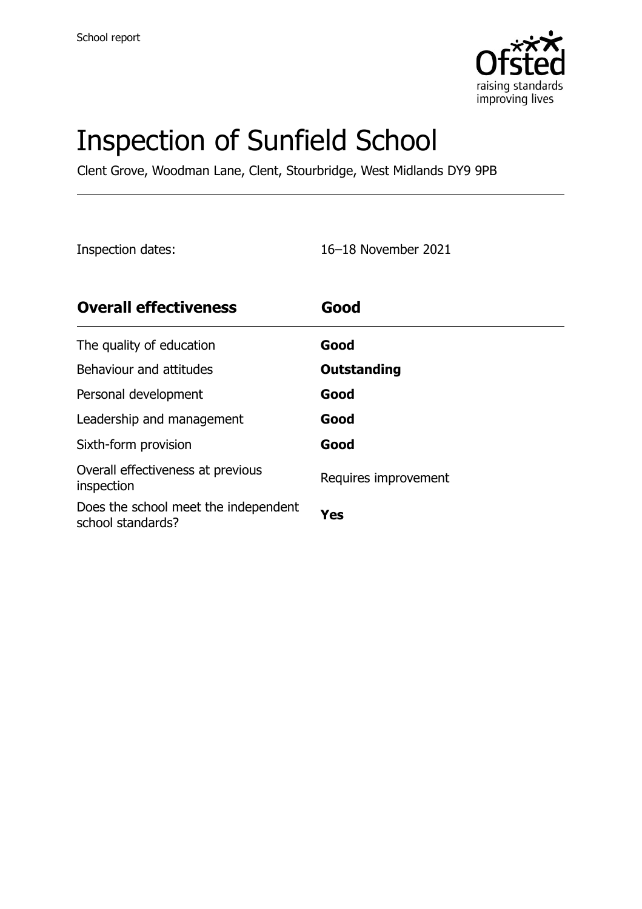# Inspection of Sunfield School

Clent Grove, Woodman Lane, Clent, Stourbridge, West Midlands DY9 9PB

Inspection dates: 16–18 November 2021

| **Overall effectiveness** | **Good** |
| --- | --- |
| The quality of education | **Good** |
| Behaviour and attitudes | **Outstanding** |
| Personal development | **Good** |
| Leadership and management | **Good** |
| Sixth-form provision | **Good** |
| Overall effectiveness at previous inspection | Requires improvement |
| Does the school meet the independent school standards? | **Yes** |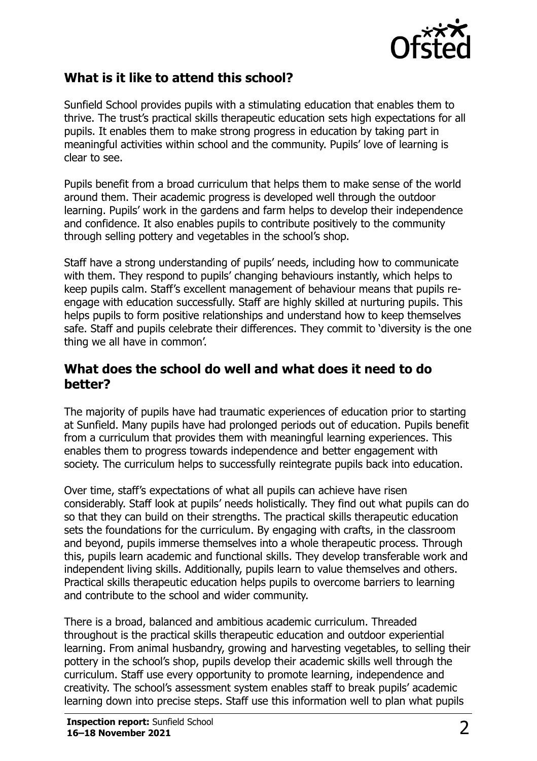## What is it like to attend this school?

Sunfield School provides pupils with a stimulating education that enables them to thrive. The trust's practical skills therapeutic education sets high expectations for all pupils. It enables them to make strong progress in education by taking part in meaningful activities within school and the community. Pupils' love of learning is clear to see.

Pupils benefit from a broad curriculum that helps them to make sense of the world around them. Their academic progress is developed well through the outdoor learning. Pupils' work in the gardens and farm helps to develop their independence and confidence. It also enables pupils to contribute positively to the community through selling pottery and vegetables in the school's shop.

Staff have a strong understanding of pupils' needs, including how to communicate with them. They respond to pupils' changing behaviours instantly, which helps to keep pupils calm. Staff's excellent management of behaviour means that pupils re-engage with education successfully. Staff are highly skilled at nurturing pupils. This helps pupils to form positive relationships and understand how to keep themselves safe. Staff and pupils celebrate their differences. They commit to 'diversity is the one thing we all have in common'.

## What does the school do well and what does it need to do better?

The majority of pupils have had traumatic experiences of education prior to starting at Sunfield. Many pupils have had prolonged periods out of education. Pupils benefit from a curriculum that provides them with meaningful learning experiences. This enables them to progress towards independence and better engagement with society. The curriculum helps to successfully reintegrate pupils back into education.

Over time, staff's expectations of what all pupils can achieve have risen considerably. Staff look at pupils' needs holistically. They find out what pupils can do so that they can build on their strengths. The practical skills therapeutic education sets the foundations for the curriculum. By engaging with crafts, in the classroom and beyond, pupils immerse themselves into a whole therapeutic process. Through this, pupils learn academic and functional skills. They develop transferable work and independent living skills. Additionally, pupils learn to value themselves and others. Practical skills therapeutic education helps pupils to overcome barriers to learning and contribute to the school and wider community.

There is a broad, balanced and ambitious academic curriculum. Threaded throughout is the practical skills therapeutic education and outdoor experiential learning. From animal husbandry, growing and harvesting vegetables, to selling their pottery in the school's shop, pupils develop their academic skills well through the curriculum. Staff use every opportunity to promote learning, independence and creativity. The school's assessment system enables staff to break pupils' academic learning down into precise steps. Staff use this information well to plan what pupils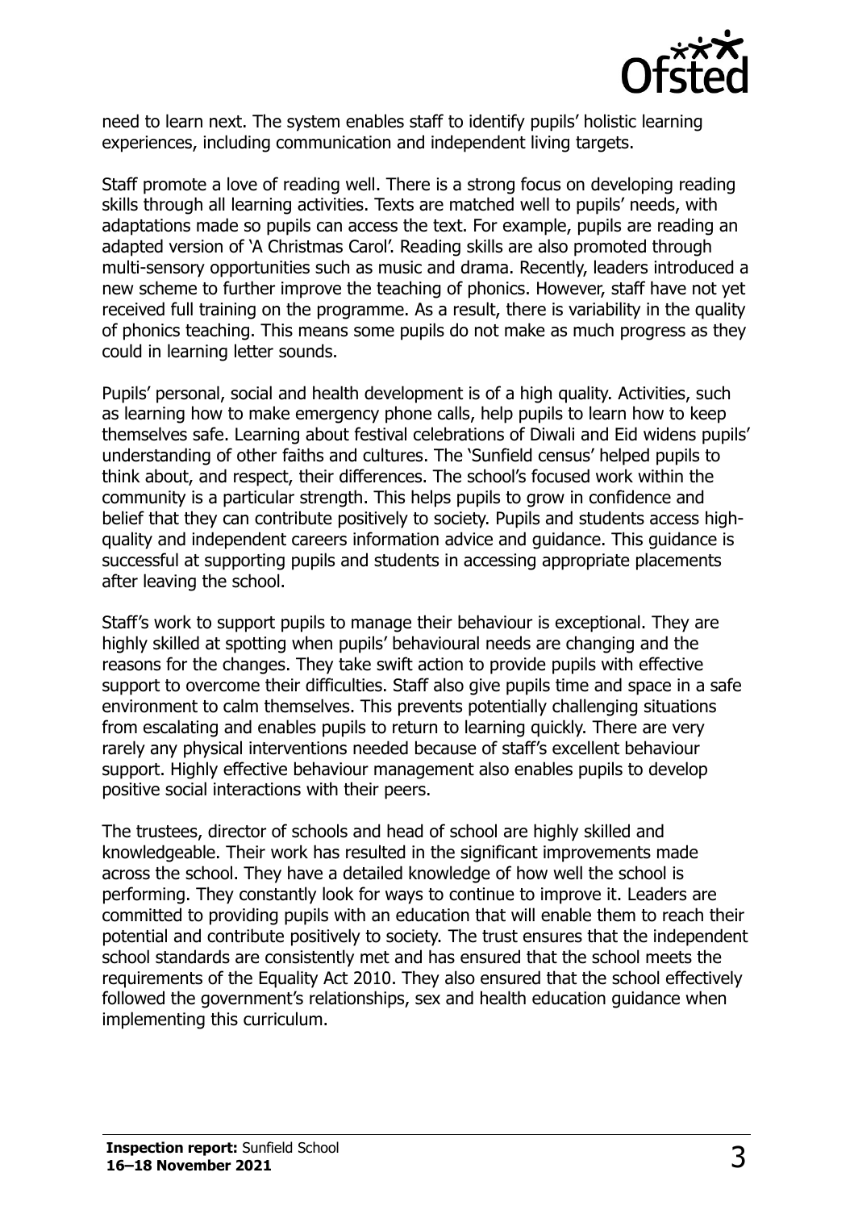need to learn next. The system enables staff to identify pupils' holistic learning experiences, including communication and independent living targets.

Staff promote a love of reading well. There is a strong focus on developing reading skills through all learning activities. Texts are matched well to pupils' needs, with adaptations made so pupils can access the text. For example, pupils are reading an adapted version of 'A Christmas Carol'. Reading skills are also promoted through multi-sensory opportunities such as music and drama. Recently, leaders introduced a new scheme to further improve the teaching of phonics. However, staff have not yet received full training on the programme. As a result, there is variability in the quality of phonics teaching. This means some pupils do not make as much progress as they could in learning letter sounds.

Pupils' personal, social and health development is of a high quality. Activities, such as learning how to make emergency phone calls, help pupils to learn how to keep themselves safe. Learning about festival celebrations of Diwali and Eid widens pupils' understanding of other faiths and cultures. The 'Sunfield census' helped pupils to think about, and respect, their differences. The school's focused work within the community is a particular strength. This helps pupils to grow in confidence and belief that they can contribute positively to society. Pupils and students access high-quality and independent careers information advice and guidance. This guidance is successful at supporting pupils and students in accessing appropriate placements after leaving the school.

Staff's work to support pupils to manage their behaviour is exceptional. They are highly skilled at spotting when pupils' behavioural needs are changing and the reasons for the changes. They take swift action to provide pupils with effective support to overcome their difficulties. Staff also give pupils time and space in a safe environment to calm themselves. This prevents potentially challenging situations from escalating and enables pupils to return to learning quickly. There are very rarely any physical interventions needed because of staff's excellent behaviour support. Highly effective behaviour management also enables pupils to develop positive social interactions with their peers.

The trustees, director of schools and head of school are highly skilled and knowledgeable. Their work has resulted in the significant improvements made across the school. They have a detailed knowledge of how well the school is performing. They constantly look for ways to continue to improve it. Leaders are committed to providing pupils with an education that will enable them to reach their potential and contribute positively to society. The trust ensures that the independent school standards are consistently met and has ensured that the school meets the requirements of the Equality Act 2010. They also ensured that the school effectively followed the government's relationships, sex and health education guidance when implementing this curriculum.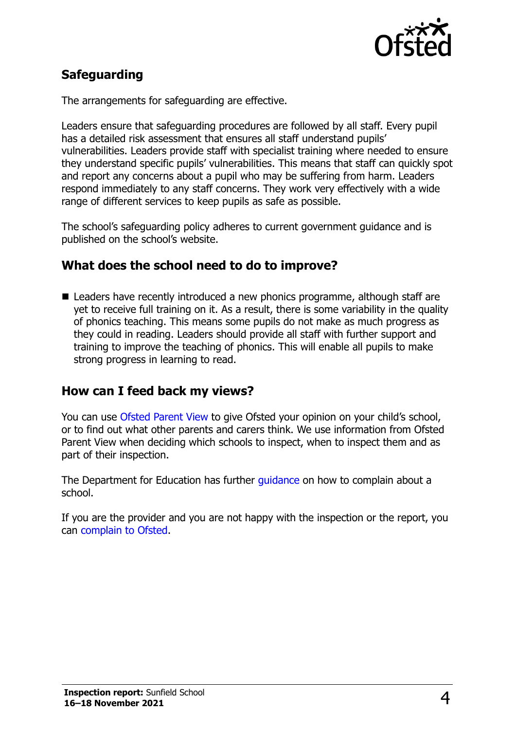## Safeguarding

The arrangements for safeguarding are effective.

Leaders ensure that safeguarding procedures are followed by all staff. Every pupil has a detailed risk assessment that ensures all staff understand pupils' vulnerabilities. Leaders provide staff with specialist training where needed to ensure they understand specific pupils' vulnerabilities. This means that staff can quickly spot and report any concerns about a pupil who may be suffering from harm. Leaders respond immediately to any staff concerns. They work very effectively with a wide range of different services to keep pupils as safe as possible.

The school's safeguarding policy adheres to current government guidance and is published on the school's website.

## What does the school need to do to improve?

- Leaders have recently introduced a new phonics programme, although staff are yet to receive full training on it. As a result, there is some variability in the quality of phonics teaching. This means some pupils do not make as much progress as they could in reading. Leaders should provide all staff with further support and training to improve the teaching of phonics. This will enable all pupils to make strong progress in learning to read.

## How can I feed back my views?

You can use Ofsted Parent View to give Ofsted your opinion on your child's school, or to find out what other parents and carers think. We use information from Ofsted Parent View when deciding which schools to inspect, when to inspect them and as part of their inspection.

The Department for Education has further guidance on how to complain about a school.

If you are the provider and you are not happy with the inspection or the report, you can complain to Ofsted.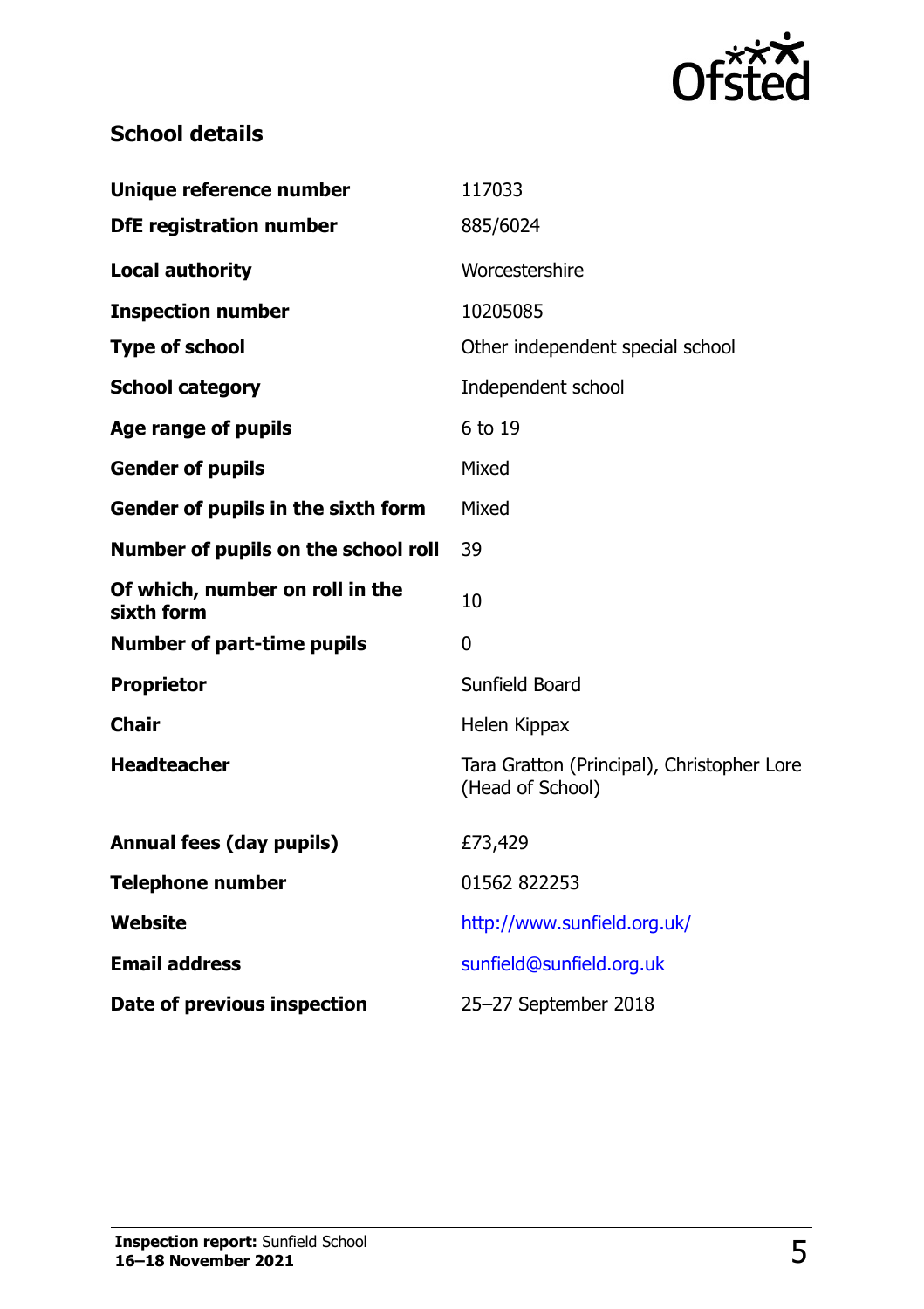## School details

| | |
|---|---|
| **Unique reference number** | 117033 |
| **DfE registration number** | 885/6024 |
| **Local authority** | Worcestershire |
| **Inspection number** | 10205085 |
| **Type of school** | Other independent special school |
| **School category** | Independent school |
| **Age range of pupils** | 6 to 19 |
| **Gender of pupils** | Mixed |
| **Gender of pupils in the sixth form** | Mixed |
| **Number of pupils on the school roll** | 39 |
| **Of which, number on roll in the sixth form** | 10 |
| **Number of part-time pupils** | 0 |
| **Proprietor** | Sunfield Board |
| **Chair** | Helen Kippax |
| **Headteacher** | Tara Gratton (Principal), Christopher Lore (Head of School) |
| **Annual fees (day pupils)** | £73,429 |
| **Telephone number** | 01562 822253 |
| **Website** | http://www.sunfield.org.uk/ |
| **Email address** | sunfield@sunfield.org.uk |
| **Date of previous inspection** | 25–27 September 2018 |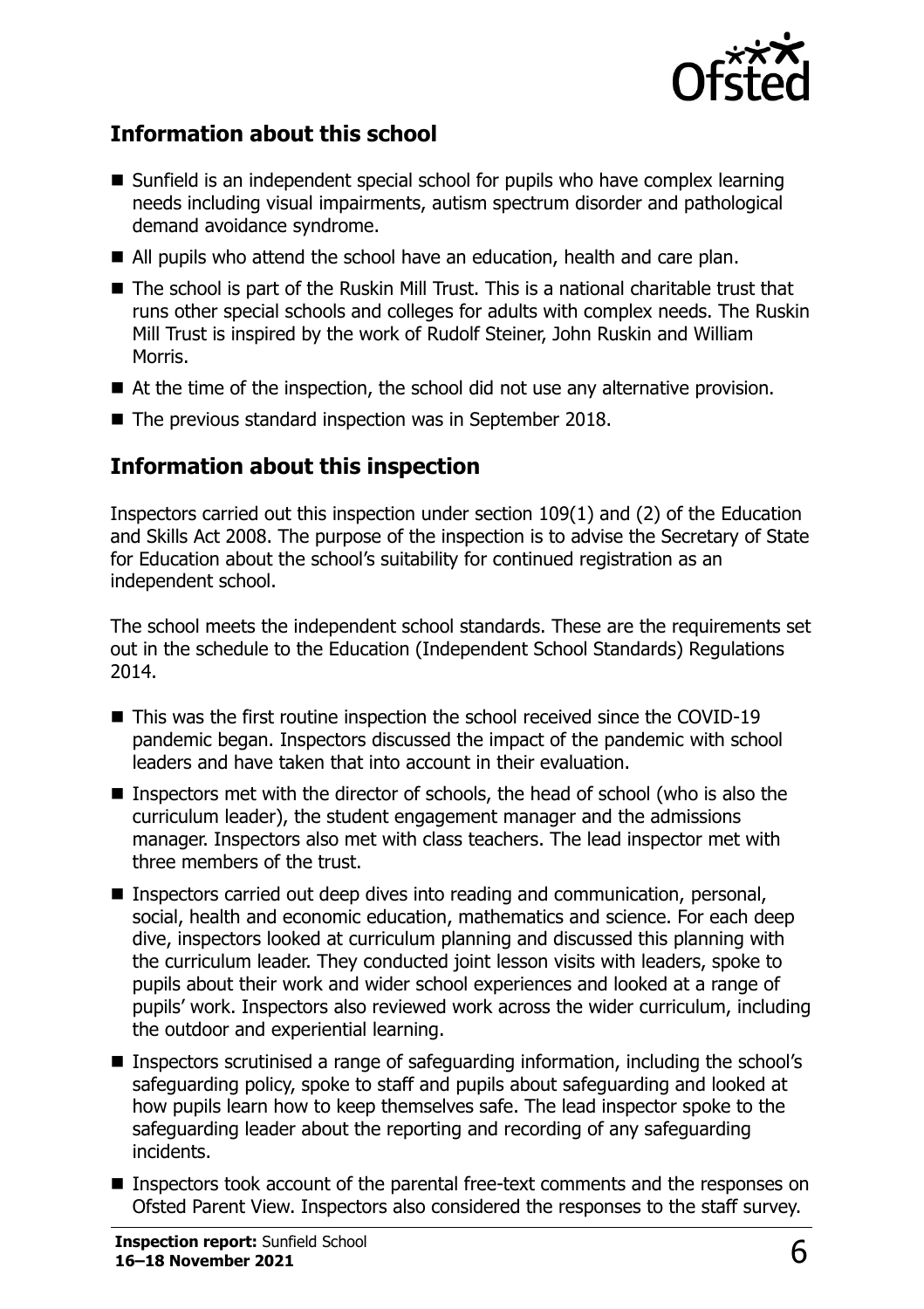## Information about this school

- Sunfield is an independent special school for pupils who have complex learning needs including visual impairments, autism spectrum disorder and pathological demand avoidance syndrome.
- All pupils who attend the school have an education, health and care plan.
- The school is part of the Ruskin Mill Trust. This is a national charitable trust that runs other special schools and colleges for adults with complex needs. The Ruskin Mill Trust is inspired by the work of Rudolf Steiner, John Ruskin and William Morris.
- At the time of the inspection, the school did not use any alternative provision.
- The previous standard inspection was in September 2018.

## Information about this inspection

Inspectors carried out this inspection under section 109(1) and (2) of the Education and Skills Act 2008. The purpose of the inspection is to advise the Secretary of State for Education about the school's suitability for continued registration as an independent school.

The school meets the independent school standards. These are the requirements set out in the schedule to the Education (Independent School Standards) Regulations 2014.

- This was the first routine inspection the school received since the COVID-19 pandemic began. Inspectors discussed the impact of the pandemic with school leaders and have taken that into account in their evaluation.
- Inspectors met with the director of schools, the head of school (who is also the curriculum leader), the student engagement manager and the admissions manager. Inspectors also met with class teachers. The lead inspector met with three members of the trust.
- Inspectors carried out deep dives into reading and communication, personal, social, health and economic education, mathematics and science. For each deep dive, inspectors looked at curriculum planning and discussed this planning with the curriculum leader. They conducted joint lesson visits with leaders, spoke to pupils about their work and wider school experiences and looked at a range of pupils' work. Inspectors also reviewed work across the wider curriculum, including the outdoor and experiential learning.
- Inspectors scrutinised a range of safeguarding information, including the school's safeguarding policy, spoke to staff and pupils about safeguarding and looked at how pupils learn how to keep themselves safe. The lead inspector spoke to the safeguarding leader about the reporting and recording of any safeguarding incidents.
- Inspectors took account of the parental free-text comments and the responses on Ofsted Parent View. Inspectors also considered the responses to the staff survey.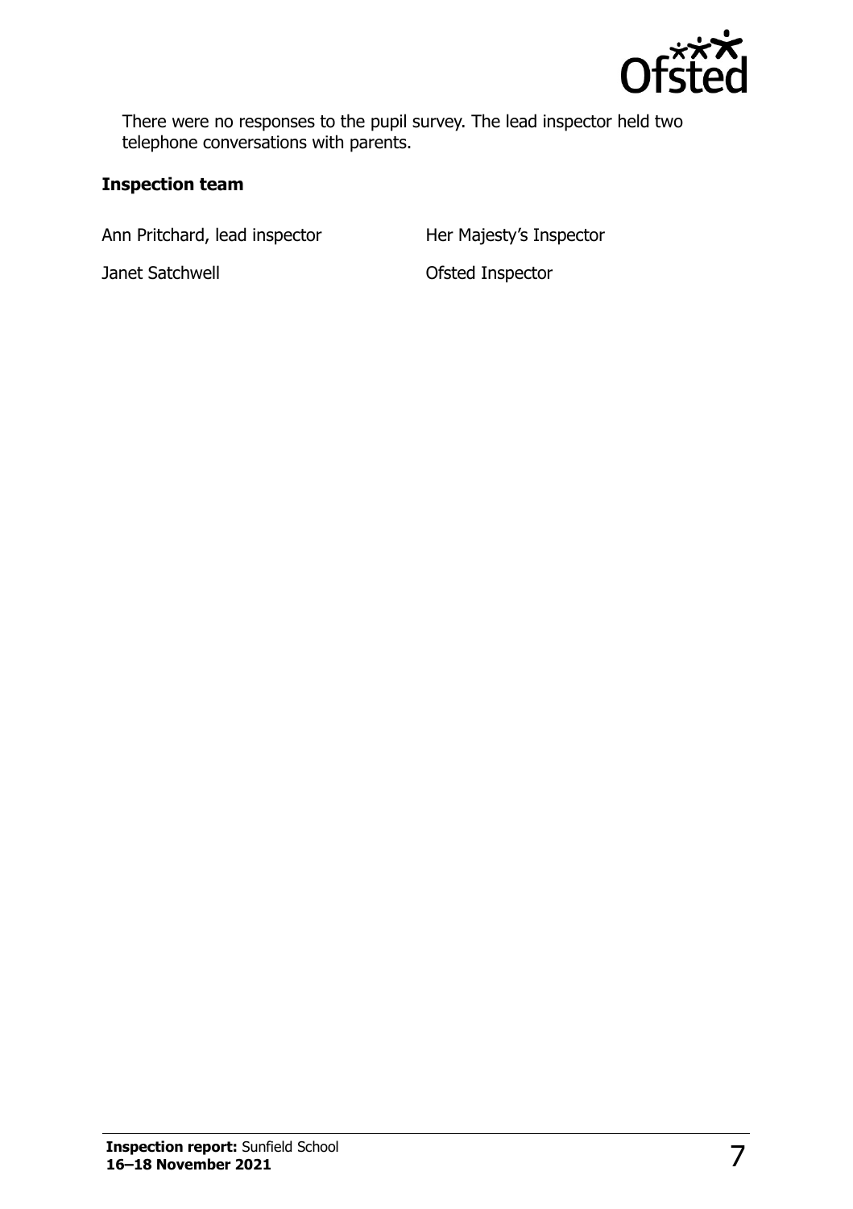There were no responses to the pupil survey. The lead inspector held two telephone conversations with parents.

### Inspection team

| | |
|---|---|
| Ann Pritchard, lead inspector | Her Majesty's Inspector |
| Janet Satchwell | Ofsted Inspector |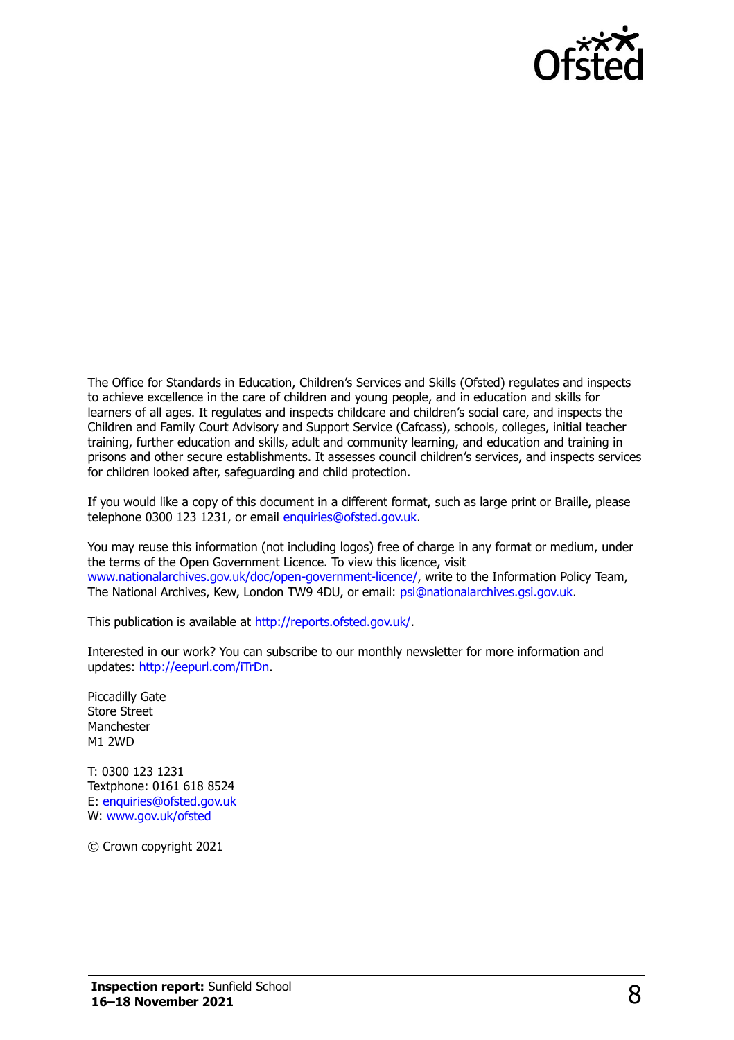The Office for Standards in Education, Children's Services and Skills (Ofsted) regulates and inspects to achieve excellence in the care of children and young people, and in education and skills for learners of all ages. It regulates and inspects childcare and children's social care, and inspects the Children and Family Court Advisory and Support Service (Cafcass), schools, colleges, initial teacher training, further education and skills, adult and community learning, and education and training in prisons and other secure establishments. It assesses council children's services, and inspects services for children looked after, safeguarding and child protection.

If you would like a copy of this document in a different format, such as large print or Braille, please telephone 0300 123 1231, or email enquiries@ofsted.gov.uk.

You may reuse this information (not including logos) free of charge in any format or medium, under the terms of the Open Government Licence. To view this licence, visit www.nationalarchives.gov.uk/doc/open-government-licence/, write to the Information Policy Team, The National Archives, Kew, London TW9 4DU, or email: psi@nationalarchives.gsi.gov.uk.

This publication is available at http://reports.ofsted.gov.uk/.

Interested in our work? You can subscribe to our monthly newsletter for more information and updates: http://eepurl.com/iTrDn.

Piccadilly Gate
Store Street
Manchester
M1 2WD

T: 0300 123 1231
Textphone: 0161 618 8524
E: enquiries@ofsted.gov.uk
W: www.gov.uk/ofsted

© Crown copyright 2021